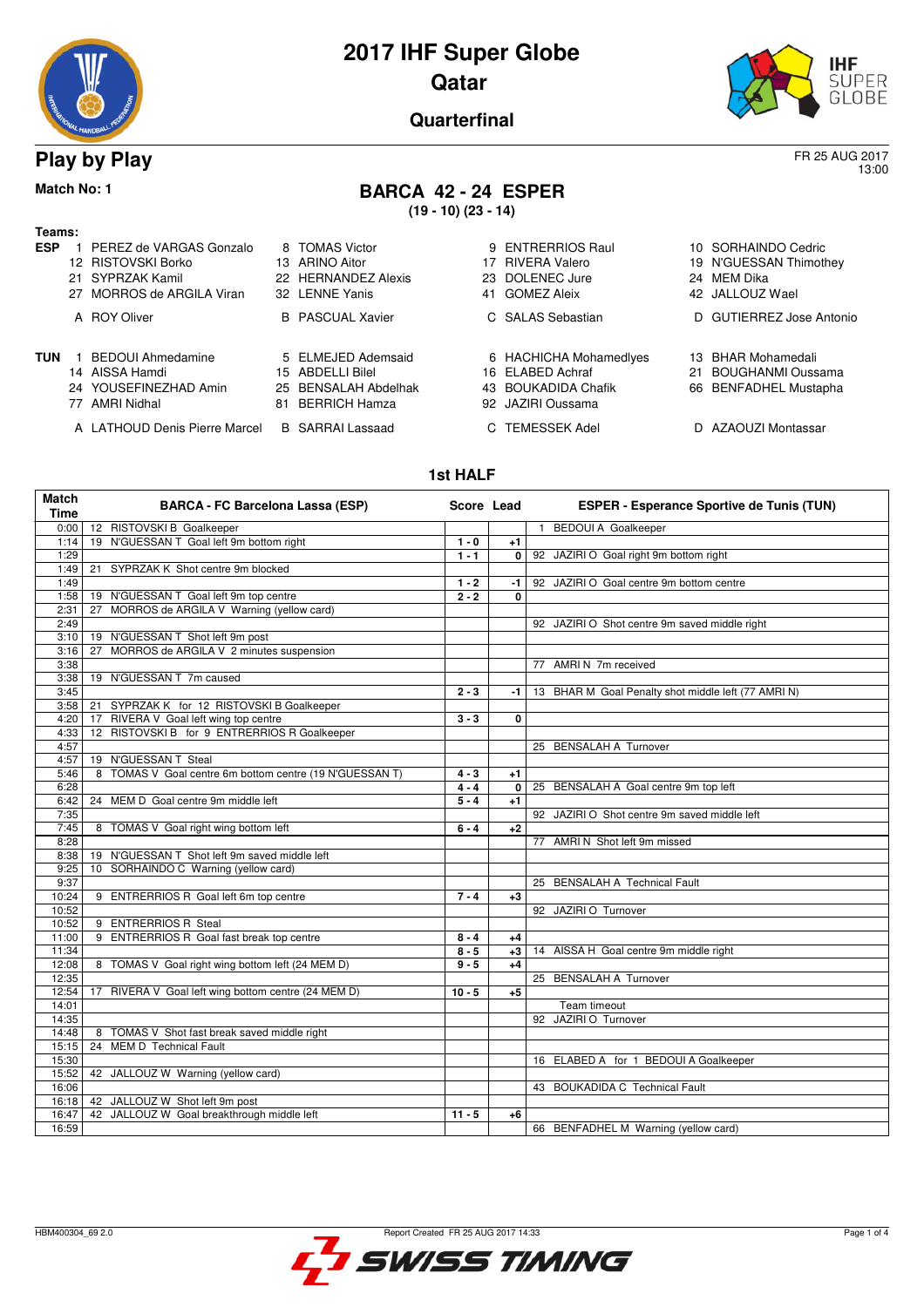# 2017 IHF Super Globe
# Qatar
## Quarterfinal

## Play by Play

FR 25 AUG 2017
13:00

**Match No: 1**

## BARCA 42 - 24 ESPER
**(19 - 10) (23 - 14)**

**Teams:**

**ESP**
1 PEREZ de VARGAS Gonzalo, 8 TOMAS Victor, 9 ENTRERRIOS Raul, 10 SORHAINDO Cedric, 12 RISTOVSKI Borko, 13 ARINO Aitor, 17 RIVERA Valero, 19 N'GUESSAN Thimothey, 21 SYPRZAK Kamil, 22 HERNANDEZ Alexis, 23 DOLENEC Jure, 24 MEM Dika, 27 MORROS de ARGILA Viran, 32 LENNE Yanis, 41 GOMEZ Aleix, 42 JALLOUZ Wael

A ROY Oliver, B PASCUAL Xavier, C SALAS Sebastian, D GUTIERREZ Jose Antonio

**TUN**
1 BEDOUI Ahmedamine, 5 ELMEJED Ademsaid, 6 HACHICHA Mohamedlyes, 13 BHAR Mohamedali, 14 AISSA Hamdi, 15 ABDELLI Bilel, 16 ELABED Achraf, 21 BOUGHANMI Oussama, 24 YOUSEFINEZHAD Amin, 25 BENSALAH Abdelhak, 43 BOUKADIDA Chafik, 66 BENFADHEL Mustapha, 77 AMRI Nidhal, 81 BERRICH Hamza, 92 JAZIRI Oussama

A LATHOUD Denis Pierre Marcel, B SARRAI Lassaad, C TEMESSEK Adel, D AZAOUZI Montassar

### 1st HALF

| Match Time | BARCA - FC Barcelona Lassa (ESP) | Score | Lead | ESPER - Esperance Sportive de Tunis (TUN) |
|---|---|---|---|---|
| 0:00 | 12 RISTOVSKI B Goalkeeper | | | 1 BEDOUI A Goalkeeper |
| 1:14 | 19 N'GUESSAN T Goal left 9m bottom right | 1 - 0 | +1 | |
| 1:29 | | 1 - 1 | 0 | 92 JAZIRI O Goal right 9m bottom right |
| 1:49 | 21 SYPRZAK K Shot centre 9m blocked | | | |
| 1:49 | | 1 - 2 | -1 | 92 JAZIRI O Goal centre 9m bottom centre |
| 1:58 | 19 N'GUESSAN T Goal left 9m top centre | 2 - 2 | 0 | |
| 2:31 | 27 MORROS de ARGILA V Warning (yellow card) | | | |
| 2:49 | | | | 92 JAZIRI O Shot centre 9m saved middle right |
| 3:10 | 19 N'GUESSAN T Shot left 9m post | | | |
| 3:16 | 27 MORROS de ARGILA V 2 minutes suspension | | | |
| 3:38 | | | | 77 AMRI N 7m received |
| 3:38 | 19 N'GUESSAN T 7m caused | | | |
| 3:45 | | 2 - 3 | -1 | 13 BHAR M Goal Penalty shot middle left (77 AMRI N) |
| 3:58 | 21 SYPRZAK K for 12 RISTOVSKI B Goalkeeper | | | |
| 4:20 | 17 RIVERA V Goal left wing top centre | 3 - 3 | 0 | |
| 4:33 | 12 RISTOVSKI B for 9 ENTRERRIOS R Goalkeeper | | | |
| 4:57 | | | | 25 BENSALAH A Turnover |
| 4:57 | 19 N'GUESSAN T Steal | | | |
| 5:46 | 8 TOMAS V Goal centre 6m bottom centre (19 N'GUESSAN T) | 4 - 3 | +1 | |
| 6:28 | | 4 - 4 | 0 | 25 BENSALAH A Goal centre 9m top left |
| 6:42 | 24 MEM D Goal centre 9m middle left | 5 - 4 | +1 | |
| 7:35 | | | | 92 JAZIRI O Shot centre 9m saved middle left |
| 7:45 | 8 TOMAS V Goal right wing bottom left | 6 - 4 | +2 | |
| 8:28 | | | | 77 AMRI N Shot left 9m missed |
| 8:38 | 19 N'GUESSAN T Shot left 9m saved middle left | | | |
| 9:25 | 10 SORHAINDO C Warning (yellow card) | | | |
| 9:37 | | | | 25 BENSALAH A Technical Fault |
| 10:24 | 9 ENTRERRIOS R Goal left 6m top centre | 7 - 4 | +3 | |
| 10:52 | | | | 92 JAZIRI O Turnover |
| 10:52 | 9 ENTRERRIOS R Steal | | | |
| 11:00 | 9 ENTRERRIOS R Goal fast break top centre | 8 - 4 | +4 | |
| 11:34 | | 8 - 5 | +3 | 14 AISSA H Goal centre 9m middle right |
| 12:08 | 8 TOMAS V Goal right wing bottom left (24 MEM D) | 9 - 5 | +4 | |
| 12:35 | | | | 25 BENSALAH A Turnover |
| 12:54 | 17 RIVERA V Goal left wing bottom centre (24 MEM D) | 10 - 5 | +5 | |
| 14:01 | | | | Team timeout |
| 14:35 | | | | 92 JAZIRI O Turnover |
| 14:48 | 8 TOMAS V Shot fast break saved middle right | | | |
| 15:15 | 24 MEM D Technical Fault | | | |
| 15:30 | | | | 16 ELABED A for 1 BEDOUI A Goalkeeper |
| 15:52 | 42 JALLOUZ W Warning (yellow card) | | | |
| 16:06 | | | | 43 BOUKADIDA C Technical Fault |
| 16:18 | 42 JALLOUZ W Shot left 9m post | | | |
| 16:47 | 42 JALLOUZ W Goal breakthrough middle left | 11 - 5 | +6 | |
| 16:59 | | | | 66 BENFADHEL M Warning (yellow card) |

HBM400304_69 2.0 Report Created FR 25 AUG 2017 14:33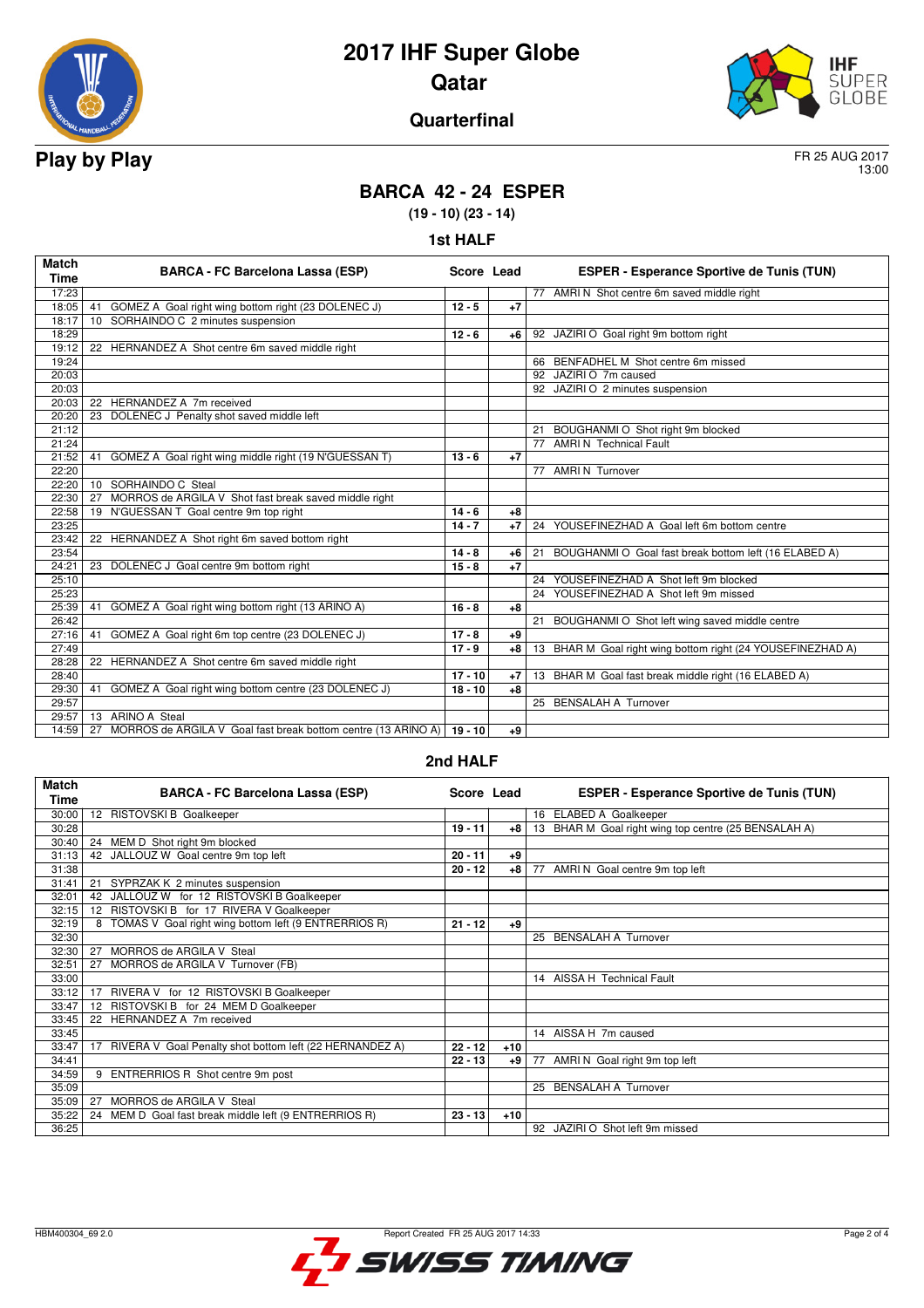# 2017 IHF Super Globe
## Qatar
### Quarterfinal

**Play by Play**

FR 25 AUG 2017
13:00

## BARCA 42 - 24 ESPER
**(19 - 10) (23 - 14)**

### 1st HALF

| Match Time | BARCA - FC Barcelona Lassa (ESP) | Score | Lead | ESPER - Esperance Sportive de Tunis (TUN) |
|---|---|---|---|---|
| 17:23 | | | | 77 AMRI N Shot centre 6m saved middle right |
| 18:05 | 41 GOMEZ A Goal right wing bottom right (23 DOLENEC J) | 12 - 5 | +7 | |
| 18:17 | 10 SORHAINDO C 2 minutes suspension | | | |
| 18:29 | | 12 - 6 | +6 | 92 JAZIRI O Goal right 9m bottom right |
| 19:12 | 22 HERNANDEZ A Shot centre 6m saved middle right | | | |
| 19:24 | | | | 66 BENFADHEL M Shot centre 6m missed |
| 20:03 | | | | 92 JAZIRI O 7m caused |
| 20:03 | | | | 92 JAZIRI O 2 minutes suspension |
| 20:03 | 22 HERNANDEZ A 7m received | | | |
| 20:20 | 23 DOLENEC J Penalty shot saved middle left | | | |
| 21:12 | | | | 21 BOUGHANMI O Shot right 9m blocked |
| 21:24 | | | | 77 AMRI N Technical Fault |
| 21:52 | 41 GOMEZ A Goal right wing middle right (19 N'GUESSAN T) | 13 - 6 | +7 | |
| 22:20 | | | | 77 AMRI N Turnover |
| 22:20 | 10 SORHAINDO C Steal | | | |
| 22:30 | 27 MORROS de ARGILA V Shot fast break saved middle right | | | |
| 22:58 | 19 N'GUESSAN T Goal centre 9m top right | 14 - 6 | +8 | |
| 23:25 | | 14 - 7 | +7 | 24 YOUSEFINEZHAD A Goal left 6m bottom centre |
| 23:42 | 22 HERNANDEZ A Shot right 6m saved bottom right | | | |
| 23:54 | | 14 - 8 | +6 | 21 BOUGHANMI O Goal fast break bottom left (16 ELABED A) |
| 24:21 | 23 DOLENEC J Goal centre 9m bottom right | 15 - 8 | +7 | |
| 25:10 | | | | 24 YOUSEFINEZHAD A Shot left 9m blocked |
| 25:23 | | | | 24 YOUSEFINEZHAD A Shot left 9m missed |
| 25:39 | 41 GOMEZ A Goal right wing bottom right (13 ARINO A) | 16 - 8 | +8 | |
| 26:42 | | | | 21 BOUGHANMI O Shot left wing saved middle centre |
| 27:16 | 41 GOMEZ A Goal right 6m top centre (23 DOLENEC J) | 17 - 8 | +9 | |
| 27:49 | | 17 - 9 | +8 | 13 BHAR M Goal right wing bottom right (24 YOUSEFINEZHAD A) |
| 28:28 | 22 HERNANDEZ A Shot centre 6m saved middle right | | | |
| 28:40 | | 17 - 10 | +7 | 13 BHAR M Goal fast break middle right (16 ELABED A) |
| 29:30 | 41 GOMEZ A Goal right wing bottom centre (23 DOLENEC J) | 18 - 10 | +8 | |
| 29:57 | | | | 25 BENSALAH A Turnover |
| 29:57 | 13 ARINO A Steal | | | |
| 14:59 | 27 MORROS de ARGILA V Goal fast break bottom centre (13 ARINO A) | 19 - 10 | +9 | |

### 2nd HALF

| Match Time | BARCA - FC Barcelona Lassa (ESP) | Score | Lead | ESPER - Esperance Sportive de Tunis (TUN) |
|---|---|---|---|---|
| 30:00 | 12 RISTOVSKI B Goalkeeper | | | 16 ELABED A Goalkeeper |
| 30:28 | | 19 - 11 | +8 | 13 BHAR M Goal right wing top centre (25 BENSALAH A) |
| 30:40 | 24 MEM D Shot right 9m blocked | | | |
| 31:13 | 42 JALLOUZ W Goal centre 9m top left | 20 - 11 | +9 | |
| 31:38 | | 20 - 12 | +8 | 77 AMRI N Goal centre 9m top left |
| 31:41 | 21 SYPRZAK K 2 minutes suspension | | | |
| 32:01 | 42 JALLOUZ W for 12 RISTOVSKI B Goalkeeper | | | |
| 32:15 | 12 RISTOVSKI B for 17 RIVERA V Goalkeeper | | | |
| 32:19 | 8 TOMAS V Goal right wing bottom left (9 ENTRERRIOS R) | 21 - 12 | +9 | |
| 32:30 | | | | 25 BENSALAH A Turnover |
| 32:30 | 27 MORROS de ARGILA V Steal | | | |
| 32:51 | 27 MORROS de ARGILA V Turnover (FB) | | | |
| 33:00 | | | | 14 AISSA H Technical Fault |
| 33:12 | 17 RIVERA V for 12 RISTOVSKI B Goalkeeper | | | |
| 33:47 | 12 RISTOVSKI B for 24 MEM D Goalkeeper | | | |
| 33:45 | 22 HERNANDEZ A 7m received | | | |
| 33:45 | | | | 14 AISSA H 7m caused |
| 33:47 | 17 RIVERA V Goal Penalty shot bottom left (22 HERNANDEZ A) | 22 - 12 | +10 | |
| 34:41 | | 22 - 13 | +9 | 77 AMRI N Goal right 9m top left |
| 34:59 | 9 ENTRERRIOS R Shot centre 9m post | | | |
| 35:09 | | | | 25 BENSALAH A Turnover |
| 35:09 | 27 MORROS de ARGILA V Steal | | | |
| 35:22 | 24 MEM D Goal fast break middle left (9 ENTRERRIOS R) | 23 - 13 | +10 | |
| 36:25 | | | | 92 JAZIRI O Shot left 9m missed |

HBM400304_69 2.0 — Report Created FR 25 AUG 2017 14:33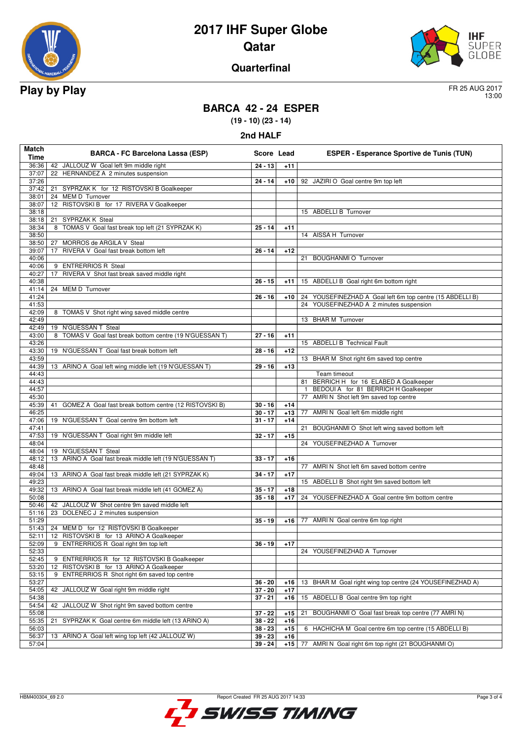# 2017 IHF Super Globe

## Qatar

### Quarterfinal

**Play by Play**

FR 25 AUG 2017
13:00

## BARCA 42 - 24 ESPER

**(19 - 10) (23 - 14)**

### 2nd HALF

| Match Time | BARCA - FC Barcelona Lassa (ESP) | Score | Lead | ESPER - Esperance Sportive de Tunis (TUN) |
|---|---|---|---|---|
| 36:36 | 42 JALLOUZ W Goal left 9m middle right | 24 - 13 | +11 | |
| 37:07 | 22 HERNANDEZ A 2 minutes suspension | | | |
| 37:26 | | 24 - 14 | +10 | 92 JAZIRI O Goal centre 9m top left |
| 37:42 | 21 SYPRZAK K for 12 RISTOVSKI B Goalkeeper | | | |
| 38:01 | 24 MEM D Turnover | | | |
| 38:07 | 12 RISTOVSKI B for 17 RIVERA V Goalkeeper | | | |
| 38:18 | | | | 15 ABDELLI B Turnover |
| 38:18 | 21 SYPRZAK K Steal | | | |
| 38:34 | 8 TOMAS V Goal fast break top left (21 SYPRZAK K) | 25 - 14 | +11 | |
| 38:50 | | | | 14 AISSA H Turnover |
| 38:50 | 27 MORROS de ARGILA V Steal | | | |
| 39:07 | 17 RIVERA V Goal fast break bottom left | 26 - 14 | +12 | |
| 40:06 | | | | 21 BOUGHANMI O Turnover |
| 40:06 | 9 ENTRERRIOS R Steal | | | |
| 40:27 | 17 RIVERA V Shot fast break saved middle right | | | |
| 40:38 | | 26 - 15 | +11 | 15 ABDELLI B Goal right 6m bottom right |
| 41:14 | 24 MEM D Turnover | | | |
| 41:24 | | 26 - 16 | +10 | 24 YOUSEFINEZHAD A Goal left 6m top centre (15 ABDELLI B) |
| 41:53 | | | | 24 YOUSEFINEZHAD A 2 minutes suspension |
| 42:09 | 8 TOMAS V Shot right wing saved middle centre | | | |
| 42:49 | | | | 13 BHAR M Turnover |
| 42:49 | 19 N'GUESSAN T Steal | | | |
| 43:00 | 8 TOMAS V Goal fast break bottom centre (19 N'GUESSAN T) | 27 - 16 | +11 | |
| 43:26 | | | | 15 ABDELLI B Technical Fault |
| 43:30 | 19 N'GUESSAN T Goal fast break bottom left | 28 - 16 | +12 | |
| 43:59 | | | | 13 BHAR M Shot right 6m saved top centre |
| 44:39 | 13 ARINO A Goal left wing middle left (19 N'GUESSAN T) | 29 - 16 | +13 | |
| 44:43 | | | | Team timeout |
| 44:43 | | | | 81 BERRICH H for 16 ELABED A Goalkeeper |
| 44:57 | | | | 1 BEDOUI A for 81 BERRICH H Goalkeeper |
| 45:30 | | | | 77 AMRI N Shot left 9m saved top centre |
| 45:39 | 41 GOMEZ A Goal fast break bottom centre (12 RISTOVSKI B) | 30 - 16 | +14 | |
| 46:25 | | 30 - 17 | +13 | 77 AMRI N Goal left 6m middle right |
| 47:06 | 19 N'GUESSAN T Goal centre 9m bottom left | 31 - 17 | +14 | |
| 47:41 | | | | 21 BOUGHANMI O Shot left wing saved bottom left |
| 47:53 | 19 N'GUESSAN T Goal right 9m middle left | 32 - 17 | +15 | |
| 48:04 | | | | 24 YOUSEFINEZHAD A Turnover |
| 48:04 | 19 N'GUESSAN T Steal | | | |
| 48:12 | 13 ARINO A Goal fast break middle left (19 N'GUESSAN T) | 33 - 17 | +16 | |
| 48:48 | | | | 77 AMRI N Shot left 6m saved bottom centre |
| 49:04 | 13 ARINO A Goal fast break middle left (21 SYPRZAK K) | 34 - 17 | +17 | |
| 49:23 | | | | 15 ABDELLI B Shot right 9m saved bottom left |
| 49:32 | 13 ARINO A Goal fast break middle left (41 GOMEZ A) | 35 - 17 | +18 | |
| 50:08 | | 35 - 18 | +17 | 24 YOUSEFINEZHAD A Goal centre 9m bottom centre |
| 50:46 | 42 JALLOUZ W Shot centre 9m saved middle left | | | |
| 51:16 | 23 DOLENEC J 2 minutes suspension | | | |
| 51:29 | | 35 - 19 | +16 | 77 AMRI N Goal centre 6m top right |
| 51:43 | 24 MEM D for 12 RISTOVSKI B Goalkeeper | | | |
| 52:11 | 12 RISTOVSKI B for 13 ARINO A Goalkeeper | | | |
| 52:09 | 9 ENTRERRIOS R Goal right 9m top left | 36 - 19 | +17 | |
| 52:33 | | | | 24 YOUSEFINEZHAD A Turnover |
| 52:45 | 9 ENTRERRIOS R for 12 RISTOVSKI B Goalkeeper | | | |
| 53:20 | 12 RISTOVSKI B for 13 ARINO A Goalkeeper | | | |
| 53:15 | 9 ENTRERRIOS R Shot right 6m saved top centre | | | |
| 53:27 | | 36 - 20 | +16 | 13 BHAR M Goal right wing top centre (24 YOUSEFINEZHAD A) |
| 54:05 | 42 JALLOUZ W Goal right 9m middle right | 37 - 20 | +17 | |
| 54:38 | | 37 - 21 | +16 | 15 ABDELLI B Goal centre 9m top right |
| 54:54 | 42 JALLOUZ W Shot right 9m saved bottom centre | | | |
| 55:08 | | 37 - 22 | +15 | 21 BOUGHANMI O Goal fast break top centre (77 AMRI N) |
| 55:35 | 21 SYPRZAK K Goal centre 6m middle left (13 ARINO A) | 38 - 22 | +16 | |
| 56:03 | | 38 - 23 | +15 | 6 HACHICHA M Goal centre 6m top centre (15 ABDELLI B) |
| 56:37 | 13 ARINO A Goal left wing top left (42 JALLOUZ W) | 39 - 23 | +16 | |
| 57:04 | | 39 - 24 | +15 | 77 AMRI N Goal right 6m top right (21 BOUGHANMI O) |

HBM400304_69 2.0 Report Created FR 25 AUG 2017 14:33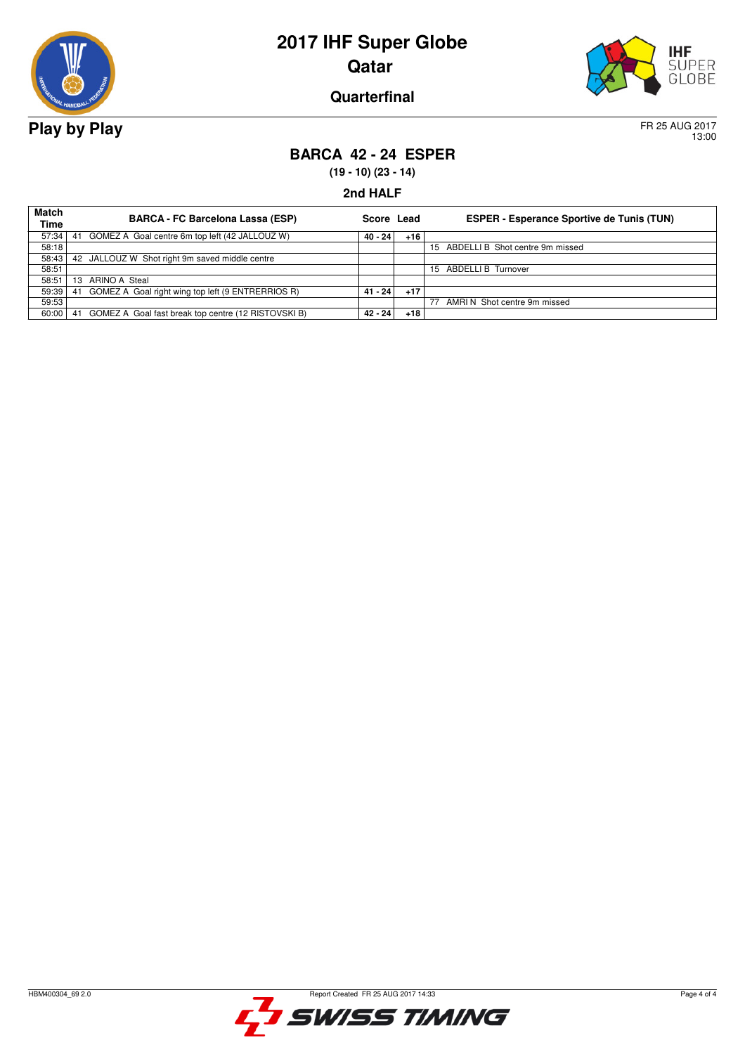# 2017 IHF Super Globe
## Qatar
### Quarterfinal

**Play by Play**

FR 25 AUG 2017
13:00

## BARCA 42 - 24 ESPER
**(19 - 10) (23 - 14)**

### 2nd HALF

| Match Time | BARCA - FC Barcelona Lassa (ESP) | Score | Lead | ESPER - Esperance Sportive de Tunis (TUN) |
|---|---|---|---|---|
| 57:34 | 41 GOMEZ A Goal centre 6m top left (42 JALLOUZ W) | 40 - 24 | +16 | |
| 58:18 | | | | 15 ABDELLI B Shot centre 9m missed |
| 58:43 | 42 JALLOUZ W Shot right 9m saved middle centre | | | |
| 58:51 | | | | 15 ABDELLI B Turnover |
| 58:51 | 13 ARINO A Steal | | | |
| 59:39 | 41 GOMEZ A Goal right wing top left (9 ENTRERRIOS R) | 41 - 24 | +17 | |
| 59:53 | | | | 77 AMRI N Shot centre 9m missed |
| 60:00 | 41 GOMEZ A Goal fast break top centre (12 RISTOVSKI B) | 42 - 24 | +18 | |

HBM400304_69 2.0

Report Created FR 25 AUG 2017 14:33